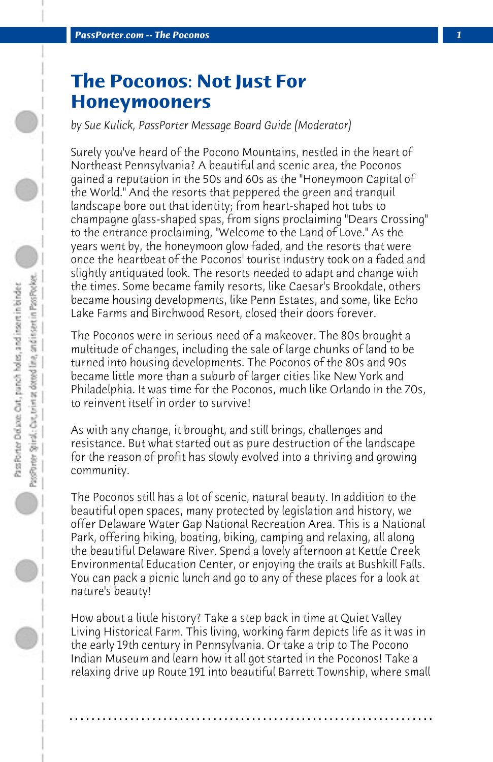# The Poconos: Not Just For Honeymooners

*by Sue Kulick, PassPorter Message Board Guide (Moderator)*

Surely you've heard of the Pocono Mountains, nestled in the heart of Northeast Pennsylvania? A beautiful and scenic area, the Poconos gained a reputation in the 50s and 60s as the "Honeymoon Capital of the World." And the resorts that peppered the green and tranquil landscape bore out that identity; from heart-shaped hot tubs to champagne glass-shaped spas, from signs proclaiming "Dears Crossing" to the entrance proclaiming, "Welcome to the Land of Love." As the years went by, the honeymoon glow faded, and the resorts that were once the heartbeat of the Poconos' tourist industry took on a faded and slightly antiquated look. The resorts needed to adapt and change with the times. Some became family resorts, like Caesar's Brookdale, others became housing developments, like Penn Estates, and some, like Echo Lake Farms and Birchwood Resort, closed their doors forever.

The Poconos were in serious need of a makeover. The 80s brought a multitude of changes, including the sale of large chunks of land to be turned into housing developments. The Poconos of the 80s and 90s became little more than a suburb of larger cities like New York and Philadelphia. It was time for the Poconos, much like Orlando in the 70s, to reinvent itself in order to survive!

As with any change, it brought, and still brings, challenges and resistance. But what started out as pure destruction of the landscape for the reason of profit has slowly evolved into a thriving and growing community.

The Poconos still has a lot of scenic, natural beauty. In addition to the beautiful open spaces, many protected by legislation and history, we offer Delaware Water Gap National Recreation Area. This is a National Park, offering hiking, boating, biking, camping and relaxing, all along the beautiful Delaware River. Spend a lovely afternoon at Kettle Creek Environmental Education Center, or enjoying the trails at Bushkill Falls. You can pack a picnic lunch and go to any of these places for a look at nature's beauty!

How about a little history? Take a step back in time at Quiet Valley Living Historical Farm. This living, working farm depicts life as it was in the early 19th century in Pennsylvania. Or take a trip to The Pocono Indian Museum and learn how it all got started in the Poconos! Take a relaxing drive up Route 191 into beautiful Barrett Township, where small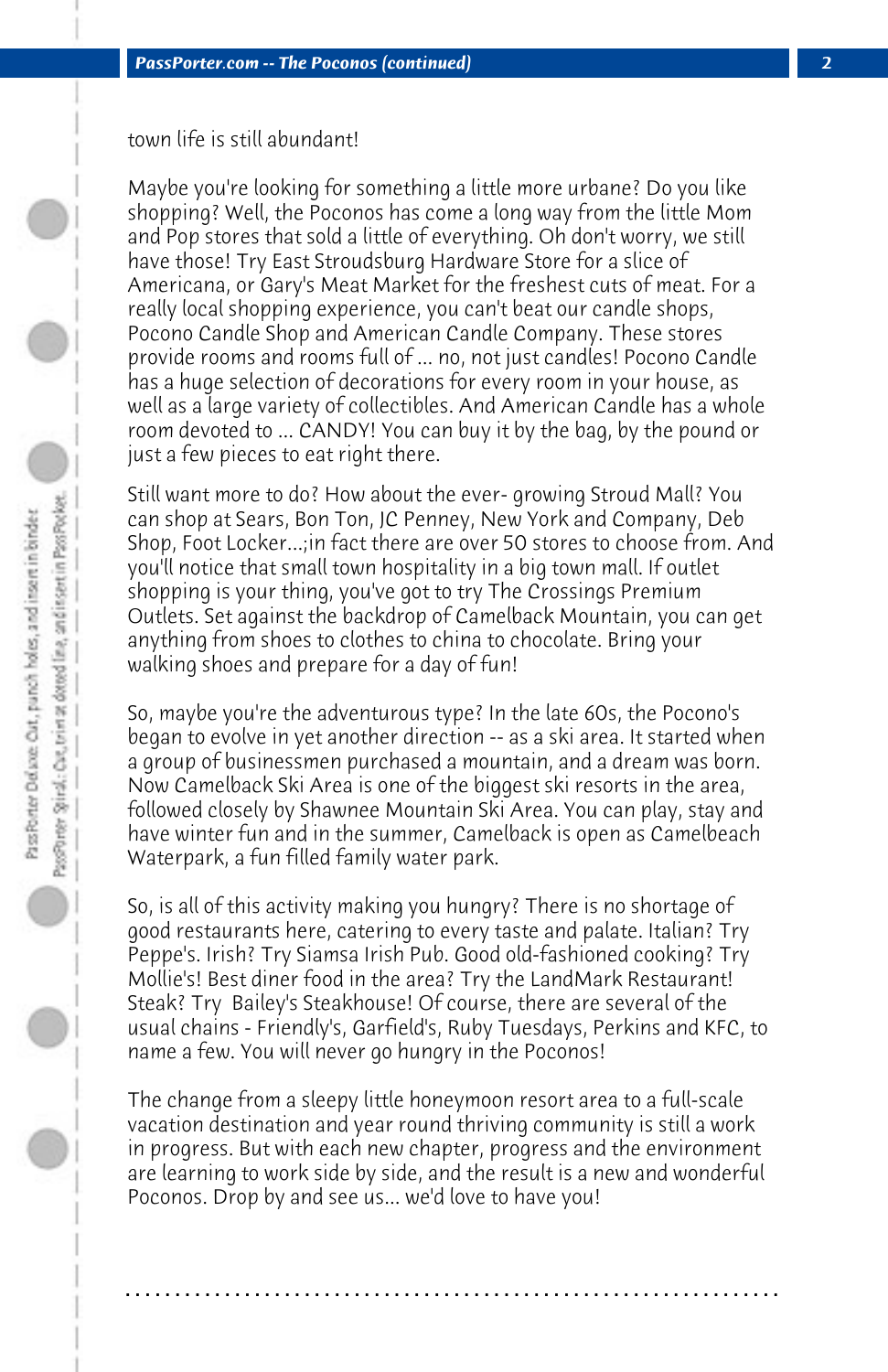town life is still abundant!

Maybe you're looking for something a little more urbane? Do you like shopping? Well, the Poconos has come a long way from the little Mom and Pop stores that sold a little of everything. Oh don't worry, we still have those! Try East Stroudsburg Hardware Store for a slice of Americana, or Gary's Meat Market for the freshest cuts of meat. For a really local shopping experience, you can't beat our candle shops, Pocono Candle Shop and American Candle Company. These stores provide rooms and rooms full of ... no, not just candles! Pocono Candle has a huge selection of decorations for every room in your house, as well as a large variety of collectibles. And American Candle has a whole room devoted to ... CANDY! You can buy it by the bag, by the pound or just a few pieces to eat right there.

Still want more to do? How about the ever- growing Stroud Mall? You can shop at Sears, Bon Ton, JC Penney, New York and Company, Deb Shop, Foot Locker...;in fact there are over 50 stores to choose from. And you'll notice that small town hospitality in a big town mall. If outlet shopping is your thing, you've got to try The Crossings Premium Outlets. Set against the backdrop of Camelback Mountain, you can get anything from shoes to clothes to china to chocolate. Bring your walking shoes and prepare for a day of fun!

So, maybe you're the adventurous type? In the late 60s, the Pocono's began to evolve in yet another direction -- as a ski area. It started when a group of businessmen purchased a mountain, and a dream was born. Now Camelback Ski Area is one of the biggest ski resorts in the area, followed closely by Shawnee Mountain Ski Area. You can play, stay and have winter fun and in the summer, Camelback is open as Camelbeach Waterpark, a fun filled family water park.

So, is all of this activity making you hungry? There is no shortage of good restaurants here, catering to every taste and palate. Italian? Try Peppe's. Irish? Try Siamsa Irish Pub. Good old-fashioned cooking? Try Mollie's! Best diner food in the area? Try the LandMark Restaurant! Steak? Try Bailey's Steakhouse! Of course, there are several of the usual chains - Friendly's, Garfield's, Ruby Tuesdays, Perkins and KFC, to name a few. You will never go hungry in the Poconos!

The change from a sleepy little honeymoon resort area to a full-scale vacation destination and year round thriving community is still a work in progress. But with each new chapter, progress and the environment are learning to work side by side, and the result is a new and wonderful Poconos. Drop by and see us... we'd love to have you!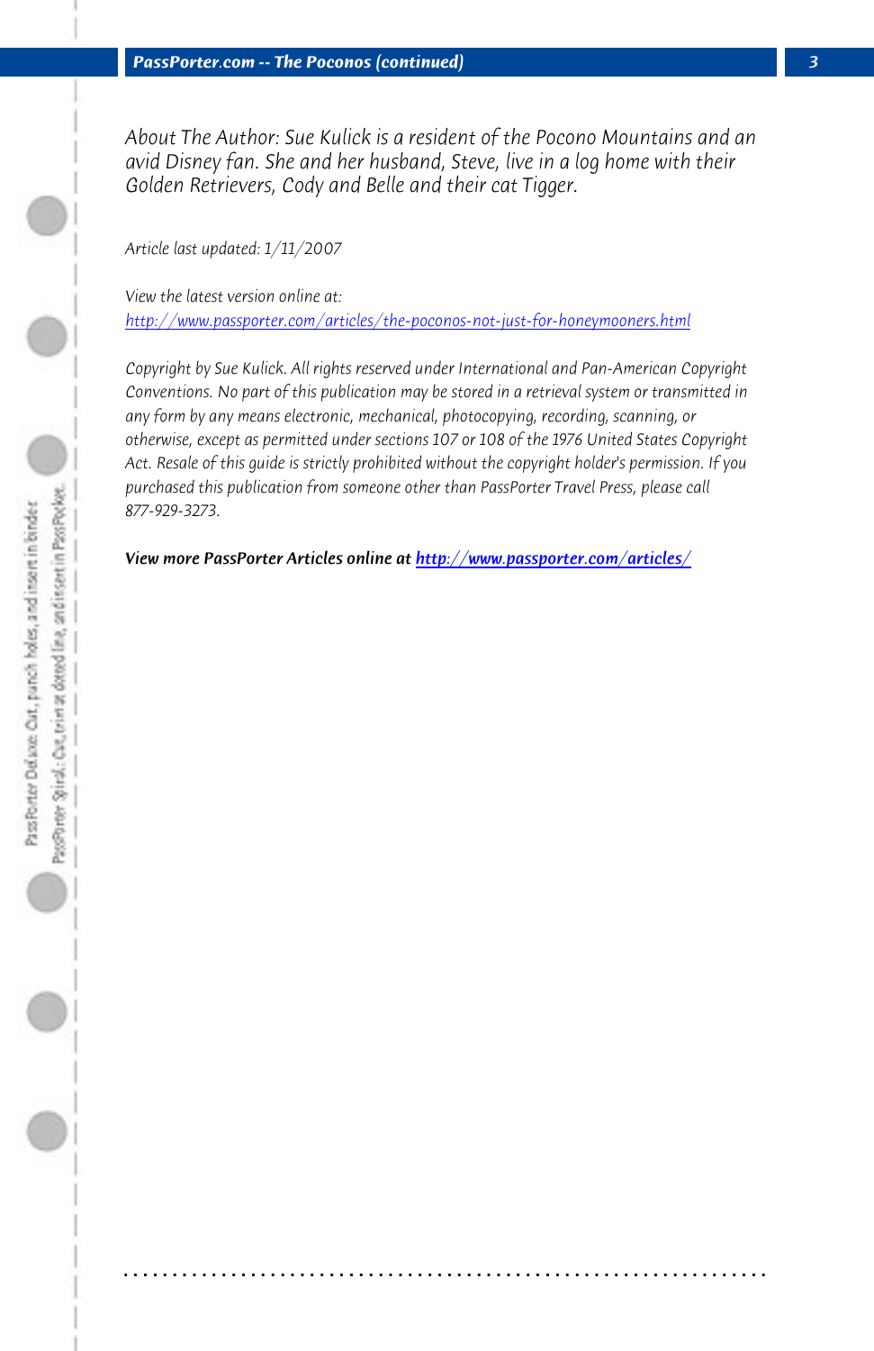*About The Author: Sue Kulick is a resident of the Pocono Mountains and an avid Disney fan. She and her husband, Steve, live in a log home with their Golden Retrievers, Cody and Belle and their cat Tigger.*

*Article last updated: 1/11/2007*

*View the latest version online at:*
*http://www.passporter.com/articles/the-poconos-not-just-for-honeymooners.html*

*Copyright by Sue Kulick. All rights reserved under International and Pan-American Copyright Conventions. No part of this publication may be stored in a retrieval system or transmitted in any form by any means electronic, mechanical, photocopying, recording, scanning, or otherwise, except as permitted under sections 107 or 108 of the 1976 United States Copyright Act. Resale of this guide is strictly prohibited without the copyright holder's permission. If you purchased this publication from someone other than PassPorter Travel Press, please call 877-929-3273.*

***View more PassPorter Articles online at http://www.passporter.com/articles/***